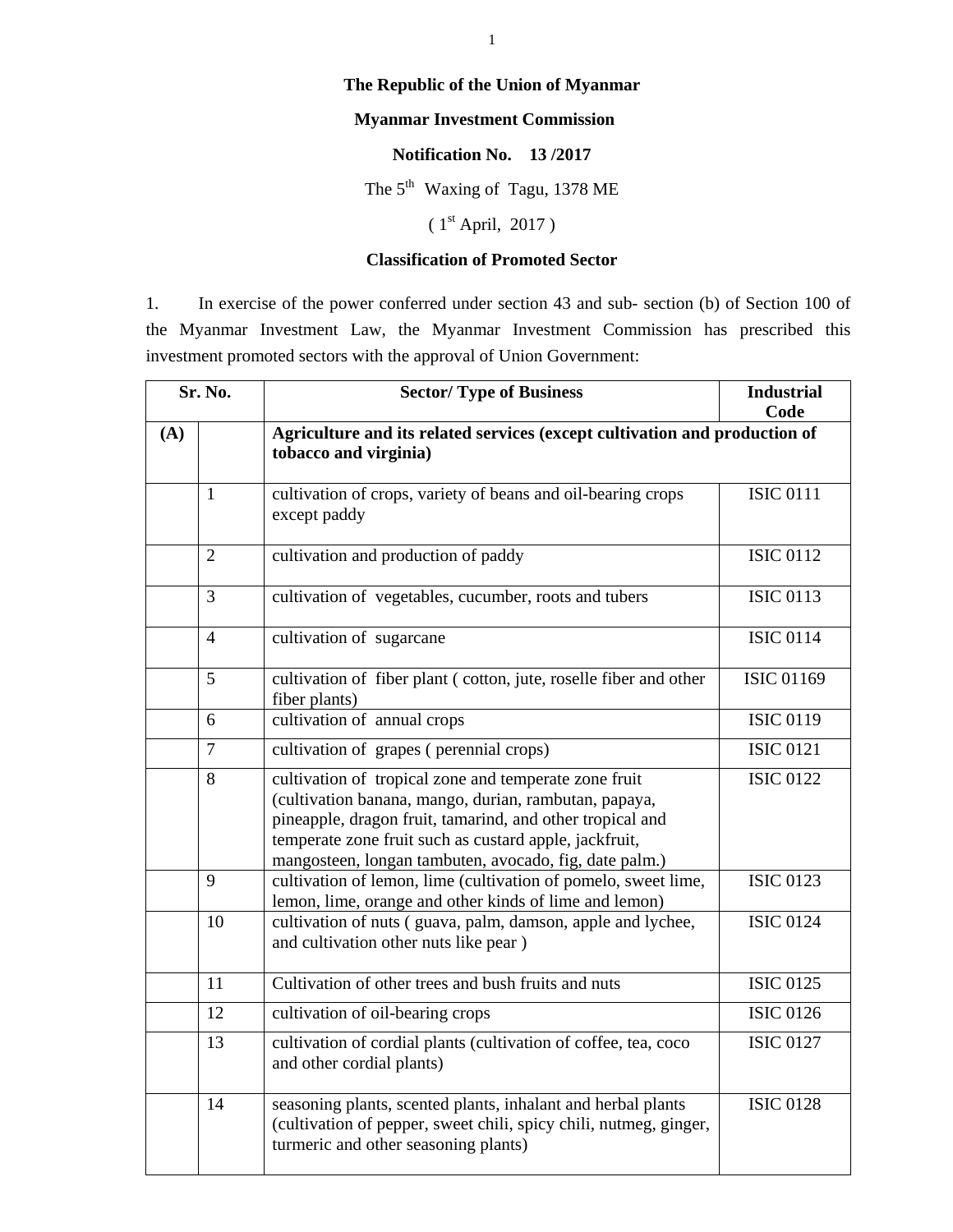**The Republic of the Union of Myanmar**

**Myanmar Investment Commission**

**Notification No. 13 /2017**

The 5th Waxing of Tagu, 1378 ME

( 1st April, 2017 )

**Classification of Promoted Sector**

1. In exercise of the power conferred under section 43 and sub- section (b) of Section 100 of the Myanmar Investment Law, the Myanmar Investment Commission has prescribed this investment promoted sectors with the approval of Union Government:

| Sr. No. | | Sector/ Type of Business | Industrial Code |
|---|---|---|---|
| **(A)** | | **Agriculture and its related services (except cultivation and production of tobacco and virginia)** | |
| | 1 | cultivation of crops, variety of beans and oil-bearing crops except paddy | ISIC 0111 |
| | 2 | cultivation and production of paddy | ISIC 0112 |
| | 3 | cultivation of vegetables, cucumber, roots and tubers | ISIC 0113 |
| | 4 | cultivation of sugarcane | ISIC 0114 |
| | 5 | cultivation of fiber plant ( cotton, jute, roselle fiber and other fiber plants) | ISIC 01169 |
| | 6 | cultivation of annual crops | ISIC 0119 |
| | 7 | cultivation of grapes ( perennial crops) | ISIC 0121 |
| | 8 | cultivation of tropical zone and temperate zone fruit (cultivation banana, mango, durian, rambutan, papaya, pineapple, dragon fruit, tamarind, and other tropical and temperate zone fruit such as custard apple, jackfruit, mangosteen, longan tambuten, avocado, fig, date palm.) | ISIC 0122 |
| | 9 | cultivation of lemon, lime (cultivation of pomelo, sweet lime, lemon, lime, orange and other kinds of lime and lemon) | ISIC 0123 |
| | 10 | cultivation of nuts ( guava, palm, damson, apple and lychee, and cultivation other nuts like pear ) | ISIC 0124 |
| | 11 | Cultivation of other trees and bush fruits and nuts | ISIC 0125 |
| | 12 | cultivation of oil-bearing crops | ISIC 0126 |
| | 13 | cultivation of cordial plants (cultivation of coffee, tea, coco and other cordial plants) | ISIC 0127 |
| | 14 | seasoning plants, scented plants, inhalant and herbal plants (cultivation of pepper, sweet chili, spicy chili, nutmeg, ginger, turmeric and other seasoning plants) | ISIC 0128 |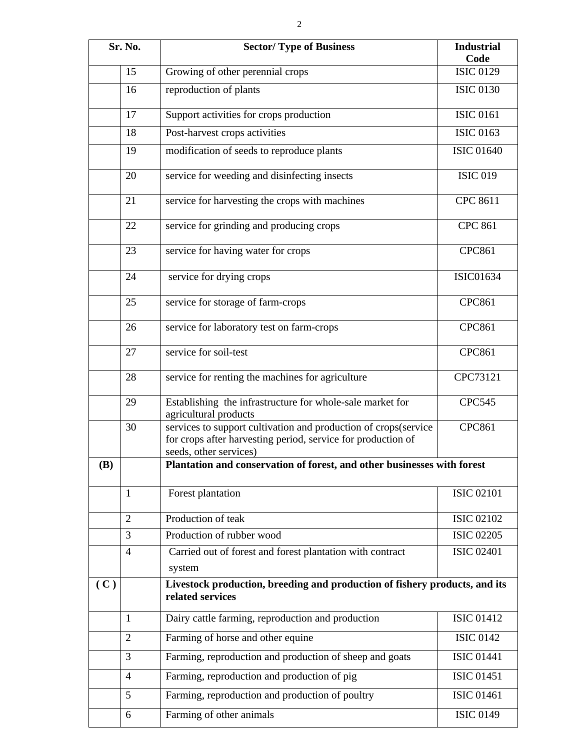| Sr. No. | | Sector/ Type of Business | Industrial Code |
|---|---|---|---|
| | 15 | Growing of other perennial crops | ISIC 0129 |
| | 16 | reproduction of plants | ISIC 0130 |
| | 17 | Support activities for crops production | ISIC 0161 |
| | 18 | Post-harvest crops activities | ISIC 0163 |
| | 19 | modification of seeds to reproduce plants | ISIC 01640 |
| | 20 | service for weeding and disinfecting insects | ISIC 019 |
| | 21 | service for harvesting the crops with machines | CPC 8611 |
| | 22 | service for grinding and producing crops | CPC 861 |
| | 23 | service for having water for crops | CPC861 |
| | 24 | service for drying crops | ISIC01634 |
| | 25 | service for storage of farm-crops | CPC861 |
| | 26 | service for laboratory test on farm-crops | CPC861 |
| | 27 | service for soil-test | CPC861 |
| | 28 | service for renting the machines for agriculture | CPC73121 |
| | 29 | Establishing the infrastructure for whole-sale market for agricultural products | CPC545 |
| | 30 | services to support cultivation and production of crops(service for crops after harvesting period, service for production of seeds, other services) | CPC861 |
| **(B)** | | **Plantation and conservation of forest, and other businesses with forest** | |
| | 1 | Forest plantation | ISIC 02101 |
| | 2 | Production of teak | ISIC 02102 |
| | 3 | Production of rubber wood | ISIC 02205 |
| | 4 | Carried out of forest and forest plantation with contract system | ISIC 02401 |
| **( C )** | | **Livestock production, breeding and production of fishery products, and its related services** | |
| | 1 | Dairy cattle farming, reproduction and production | ISIC 01412 |
| | 2 | Farming of horse and other equine | ISIC 0142 |
| | 3 | Farming, reproduction and production of sheep and goats | ISIC 01441 |
| | 4 | Farming, reproduction and production of pig | ISIC 01451 |
| | 5 | Farming, reproduction and production of poultry | ISIC 01461 |
| | 6 | Farming of other animals | ISIC 0149 |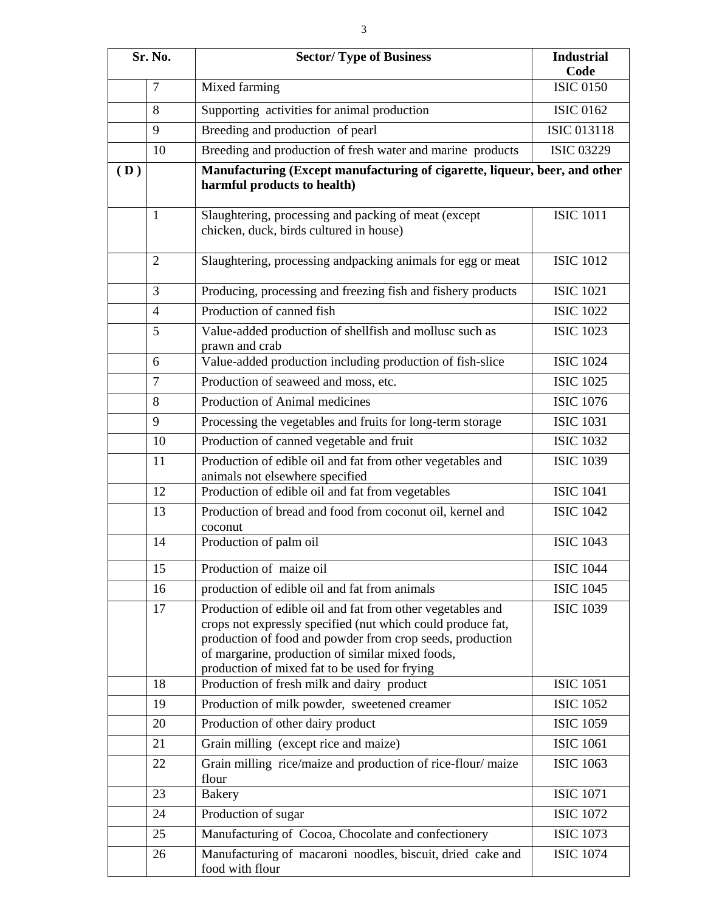| Sr. No. | | Sector/ Type of Business | Industrial Code |
|---|---|---|---|
| | 7 | Mixed farming | ISIC 0150 |
| | 8 | Supporting activities for animal production | ISIC 0162 |
| | 9 | Breeding and production of pearl | ISIC 013118 |
| | 10 | Breeding and production of fresh water and marine products | ISIC 03229 |
| **( D )** | | **Manufacturing (Except manufacturing of cigarette, liqueur, beer, and other harmful products to health)** | |
| | 1 | Slaughtering, processing and packing of meat (except chicken, duck, birds cultured in house) | ISIC 1011 |
| | 2 | Slaughtering, processing andpacking animals for egg or meat | ISIC 1012 |
| | 3 | Producing, processing and freezing fish and fishery products | ISIC 1021 |
| | 4 | Production of canned fish | ISIC 1022 |
| | 5 | Value-added production of shellfish and mollusc such as prawn and crab | ISIC 1023 |
| | 6 | Value-added production including production of fish-slice | ISIC 1024 |
| | 7 | Production of seaweed and moss, etc. | ISIC 1025 |
| | 8 | Production of Animal medicines | ISIC 1076 |
| | 9 | Processing the vegetables and fruits for long-term storage | ISIC 1031 |
| | 10 | Production of canned vegetable and fruit | ISIC 1032 |
| | 11 | Production of edible oil and fat from other vegetables and animals not elsewhere specified | ISIC 1039 |
| | 12 | Production of edible oil and fat from vegetables | ISIC 1041 |
| | 13 | Production of bread and food from coconut oil, kernel and coconut | ISIC 1042 |
| | 14 | Production of palm oil | ISIC 1043 |
| | 15 | Production of maize oil | ISIC 1044 |
| | 16 | production of edible oil and fat from animals | ISIC 1045 |
| | 17 | Production of edible oil and fat from other vegetables and crops not expressly specified (nut which could produce fat, production of food and powder from crop seeds, production of margarine, production of similar mixed foods, production of mixed fat to be used for frying | ISIC 1039 |
| | 18 | Production of fresh milk and dairy product | ISIC 1051 |
| | 19 | Production of milk powder, sweetened creamer | ISIC 1052 |
| | 20 | Production of other dairy product | ISIC 1059 |
| | 21 | Grain milling (except rice and maize) | ISIC 1061 |
| | 22 | Grain milling rice/maize and production of rice-flour/ maize flour | ISIC 1063 |
| | 23 | Bakery | ISIC 1071 |
| | 24 | Production of sugar | ISIC 1072 |
| | 25 | Manufacturing of Cocoa, Chocolate and confectionery | ISIC 1073 |
| | 26 | Manufacturing of macaroni noodles, biscuit, dried cake and food with flour | ISIC 1074 |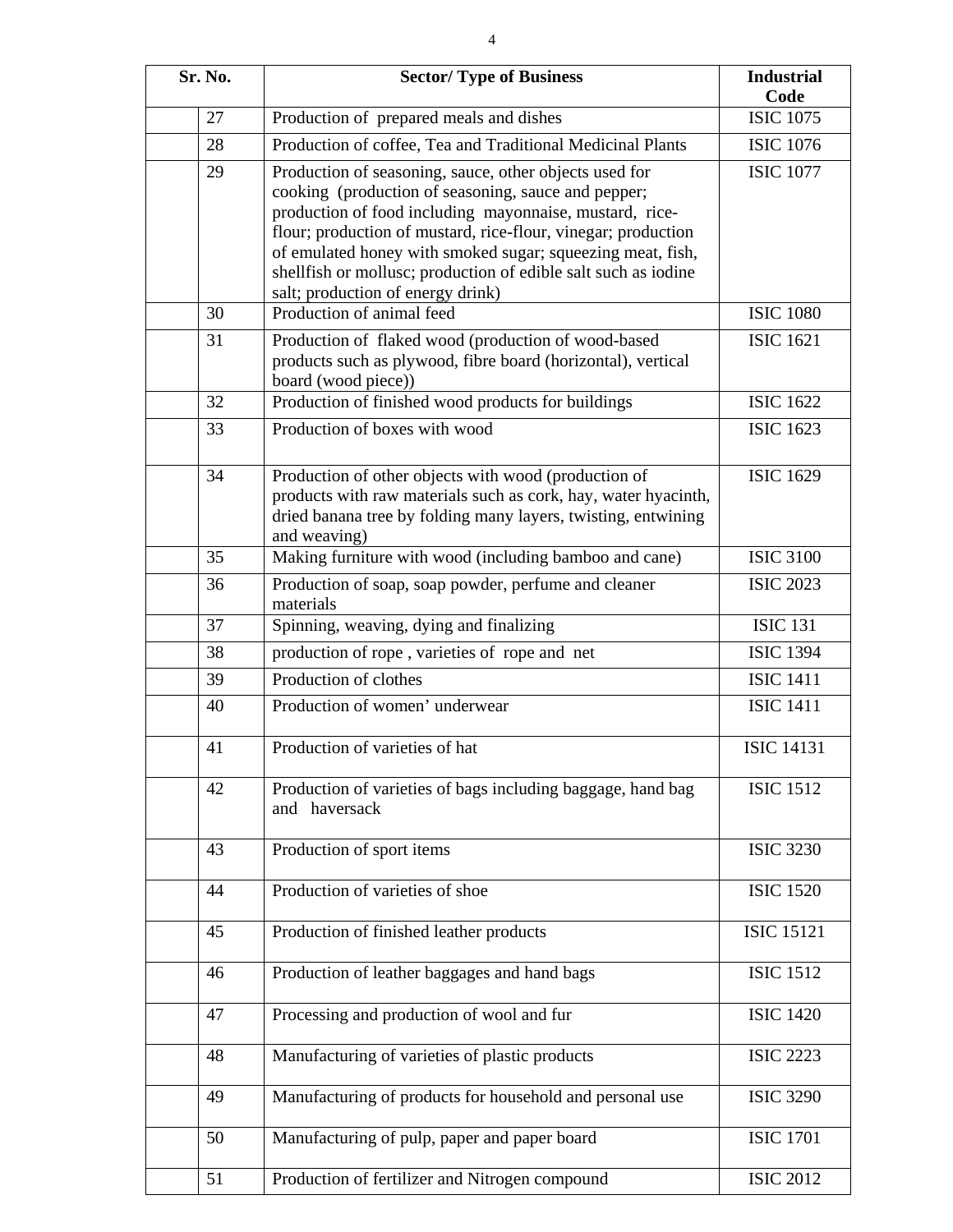| Sr. No. | Sector/ Type of Business | Industrial Code |
|---|---|---|
| 27 | Production of prepared meals and dishes | ISIC 1075 |
| 28 | Production of coffee, Tea and Traditional Medicinal Plants | ISIC 1076 |
| 29 | Production of seasoning, sauce, other objects used for cooking (production of seasoning, sauce and pepper; production of food including mayonnaise, mustard, rice-flour; production of mustard, rice-flour, vinegar; production of emulated honey with smoked sugar; squeezing meat, fish, shellfish or mollusc; production of edible salt such as iodine salt; production of energy drink) | ISIC 1077 |
| 30 | Production of animal feed | ISIC 1080 |
| 31 | Production of flaked wood (production of wood-based products such as plywood, fibre board (horizontal), vertical board (wood piece)) | ISIC 1621 |
| 32 | Production of finished wood products for buildings | ISIC 1622 |
| 33 | Production of boxes with wood | ISIC 1623 |
| 34 | Production of other objects with wood (production of products with raw materials such as cork, hay, water hyacinth, dried banana tree by folding many layers, twisting, entwining and weaving) | ISIC 1629 |
| 35 | Making furniture with wood (including bamboo and cane) | ISIC 3100 |
| 36 | Production of soap, soap powder, perfume and cleaner materials | ISIC 2023 |
| 37 | Spinning, weaving, dying and finalizing | ISIC 131 |
| 38 | production of rope , varieties of rope and net | ISIC 1394 |
| 39 | Production of clothes | ISIC 1411 |
| 40 | Production of women' underwear | ISIC 1411 |
| 41 | Production of varieties of hat | ISIC 14131 |
| 42 | Production of varieties of bags including baggage, hand bag and haversack | ISIC 1512 |
| 43 | Production of sport items | ISIC 3230 |
| 44 | Production of varieties of shoe | ISIC 1520 |
| 45 | Production of finished leather products | ISIC 15121 |
| 46 | Production of leather baggages and hand bags | ISIC 1512 |
| 47 | Processing and production of wool and fur | ISIC 1420 |
| 48 | Manufacturing of varieties of plastic products | ISIC 2223 |
| 49 | Manufacturing of products for household and personal use | ISIC 3290 |
| 50 | Manufacturing of pulp, paper and paper board | ISIC 1701 |
| 51 | Production of fertilizer and Nitrogen compound | ISIC 2012 |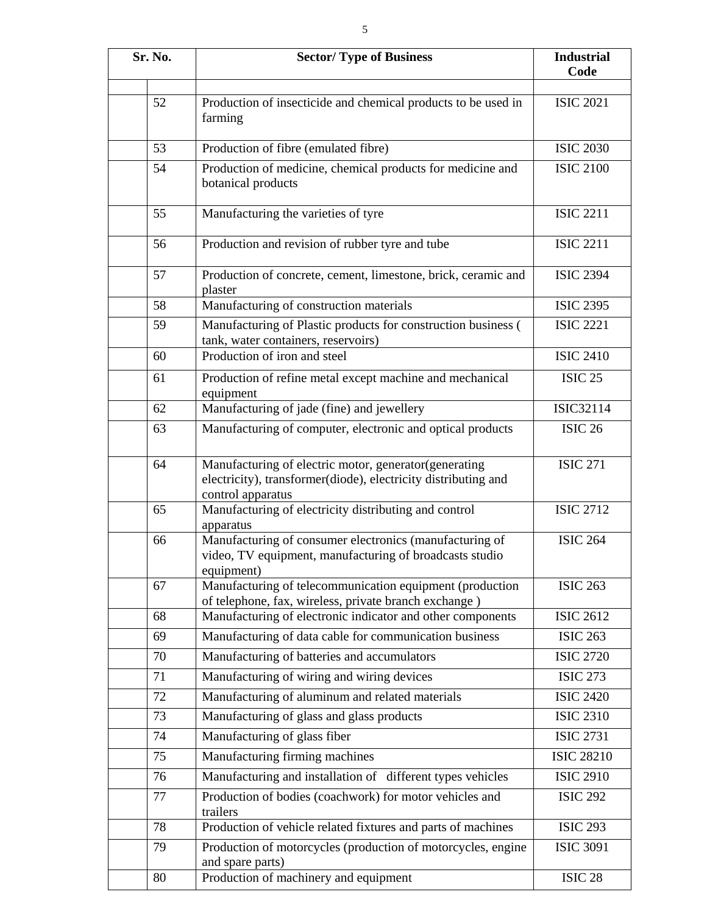| Sr. No. | Sector/ Type of Business | Industrial Code |
|---|---|---|
| 52 | Production of insecticide and chemical products to be used in farming | ISIC 2021 |
| 53 | Production of fibre (emulated fibre) | ISIC 2030 |
| 54 | Production of medicine, chemical products for medicine and botanical products | ISIC 2100 |
| 55 | Manufacturing the varieties of tyre | ISIC 2211 |
| 56 | Production and revision of rubber tyre and tube | ISIC 2211 |
| 57 | Production of concrete, cement, limestone, brick, ceramic and plaster | ISIC 2394 |
| 58 | Manufacturing of construction materials | ISIC 2395 |
| 59 | Manufacturing of Plastic products for construction business ( tank, water containers, reservoirs) | ISIC 2221 |
| 60 | Production of iron and steel | ISIC 2410 |
| 61 | Production of refine metal except machine and mechanical equipment | ISIC 25 |
| 62 | Manufacturing of jade (fine) and jewellery | ISIC32114 |
| 63 | Manufacturing of computer, electronic and optical products | ISIC 26 |
| 64 | Manufacturing of electric motor, generator(generating electricity), transformer(diode), electricity distributing and control apparatus | ISIC 271 |
| 65 | Manufacturing of electricity distributing and control apparatus | ISIC 2712 |
| 66 | Manufacturing of consumer electronics (manufacturing of video, TV equipment, manufacturing of broadcasts studio equipment) | ISIC 264 |
| 67 | Manufacturing of telecommunication equipment (production of telephone, fax, wireless, private branch exchange ) | ISIC 263 |
| 68 | Manufacturing of electronic indicator and other components | ISIC 2612 |
| 69 | Manufacturing of data cable for communication business | ISIC 263 |
| 70 | Manufacturing of batteries and accumulators | ISIC 2720 |
| 71 | Manufacturing of wiring and wiring devices | ISIC 273 |
| 72 | Manufacturing of aluminum and related materials | ISIC 2420 |
| 73 | Manufacturing of glass and glass products | ISIC 2310 |
| 74 | Manufacturing of glass fiber | ISIC 2731 |
| 75 | Manufacturing firming machines | ISIC 28210 |
| 76 | Manufacturing and installation of different types vehicles | ISIC 2910 |
| 77 | Production of bodies (coachwork) for motor vehicles and trailers | ISIC 292 |
| 78 | Production of vehicle related fixtures and parts of machines | ISIC 293 |
| 79 | Production of motorcycles (production of motorcycles, engine and spare parts) | ISIC 3091 |
| 80 | Production of machinery and equipment | ISIC 28 |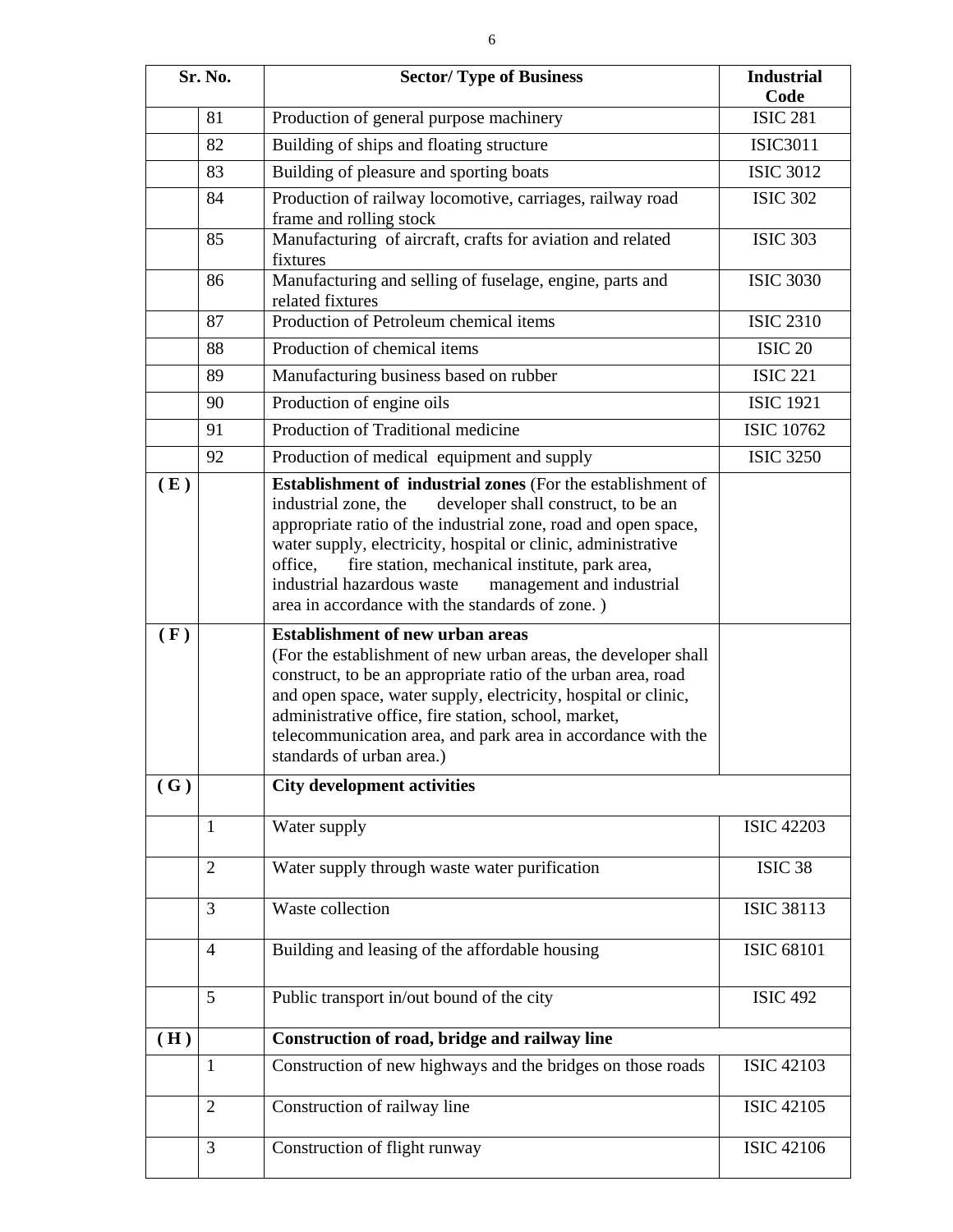| Sr. No. | | Sector/ Type of Business | Industrial Code |
|---|---|---|---|
| | 81 | Production of general purpose machinery | ISIC 281 |
| | 82 | Building of ships and floating structure | ISIC3011 |
| | 83 | Building of pleasure and sporting boats | ISIC 3012 |
| | 84 | Production of railway locomotive, carriages, railway road frame and rolling stock | ISIC 302 |
| | 85 | Manufacturing of aircraft, crafts for aviation and related fixtures | ISIC 303 |
| | 86 | Manufacturing and selling of fuselage, engine, parts and related fixtures | ISIC 3030 |
| | 87 | Production of Petroleum chemical items | ISIC 2310 |
| | 88 | Production of chemical items | ISIC 20 |
| | 89 | Manufacturing business based on rubber | ISIC 221 |
| | 90 | Production of engine oils | ISIC 1921 |
| | 91 | Production of Traditional medicine | ISIC 10762 |
| | 92 | Production of medical equipment and supply | ISIC 3250 |
| ( E ) | | **Establishment of industrial zones** (For the establishment of industrial zone, the developer shall construct, to be an appropriate ratio of the industrial zone, road and open space, water supply, electricity, hospital or clinic, administrative office, fire station, mechanical institute, park area, industrial hazardous waste management and industrial area in accordance with the standards of zone. ) | |
| ( F ) | | **Establishment of new urban areas** (For the establishment of new urban areas, the developer shall construct, to be an appropriate ratio of the urban area, road and open space, water supply, electricity, hospital or clinic, administrative office, fire station, school, market, telecommunication area, and park area in accordance with the standards of urban area.) | |
| ( G ) | | **City development activities** | |
| | 1 | Water supply | ISIC 42203 |
| | 2 | Water supply through waste water purification | ISIC 38 |
| | 3 | Waste collection | ISIC 38113 |
| | 4 | Building and leasing of the affordable housing | ISIC 68101 |
| | 5 | Public transport in/out bound of the city | ISIC 492 |
| ( H ) | | **Construction of road, bridge and railway line** | |
| | 1 | Construction of new highways and the bridges on those roads | ISIC 42103 |
| | 2 | Construction of railway line | ISIC 42105 |
| | 3 | Construction of flight runway | ISIC 42106 |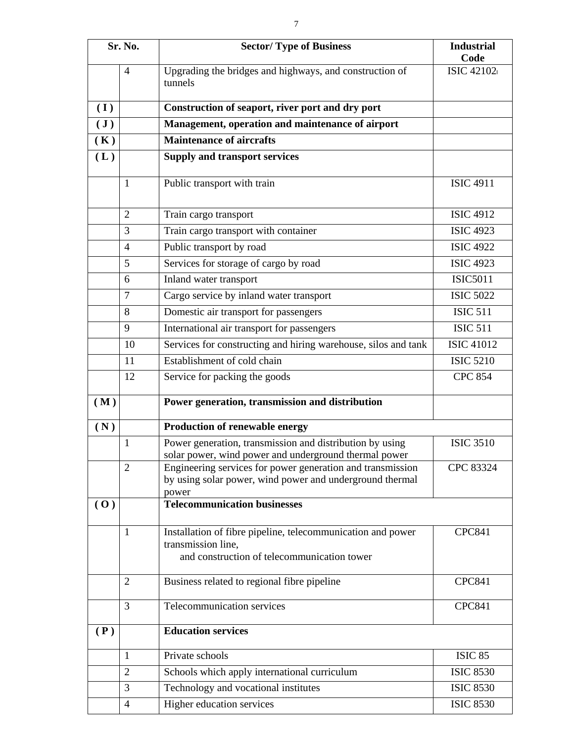| Sr. No. | | Sector/ Type of Business | Industrial Code |
|---|---|---|---|
| | 4 | Upgrading the bridges and highways, and construction of tunnels | ISIC 42102 |
| ( I ) | | **Construction of seaport, river port and dry port** | |
| ( J ) | | **Management, operation and maintenance of airport** | |
| ( K ) | | **Maintenance of aircrafts** | |
| ( L ) | | **Supply and transport services** | |
| | 1 | Public transport with train | ISIC 4911 |
| | 2 | Train cargo transport | ISIC 4912 |
| | 3 | Train cargo transport with container | ISIC 4923 |
| | 4 | Public transport by road | ISIC 4922 |
| | 5 | Services for storage of cargo by road | ISIC 4923 |
| | 6 | Inland water transport | ISIC5011 |
| | 7 | Cargo service by inland water transport | ISIC 5022 |
| | 8 | Domestic air transport for passengers | ISIC 511 |
| | 9 | International air transport for passengers | ISIC 511 |
| | 10 | Services for constructing and hiring warehouse, silos and tank | ISIC 41012 |
| | 11 | Establishment of cold chain | ISIC 5210 |
| | 12 | Service for packing the goods | CPC 854 |
| ( M ) | | **Power generation, transmission and distribution** | |
| ( N ) | | **Production of renewable energy** | |
| | 1 | Power generation, transmission and distribution by using solar power, wind power and underground thermal power | ISIC 3510 |
| | 2 | Engineering services for power generation and transmission by using solar power, wind power and underground thermal power | CPC 83324 |
| ( O ) | | **Telecommunication businesses** | |
| | 1 | Installation of fibre pipeline, telecommunication and power transmission line, and construction of telecommunication tower | CPC841 |
| | 2 | Business related to regional fibre pipeline | CPC841 |
| | 3 | Telecommunication services | CPC841 |
| ( P ) | | **Education services** | |
| | 1 | Private schools | ISIC 85 |
| | 2 | Schools which apply international curriculum | ISIC 8530 |
| | 3 | Technology and vocational institutes | ISIC 8530 |
| | 4 | Higher education services | ISIC 8530 |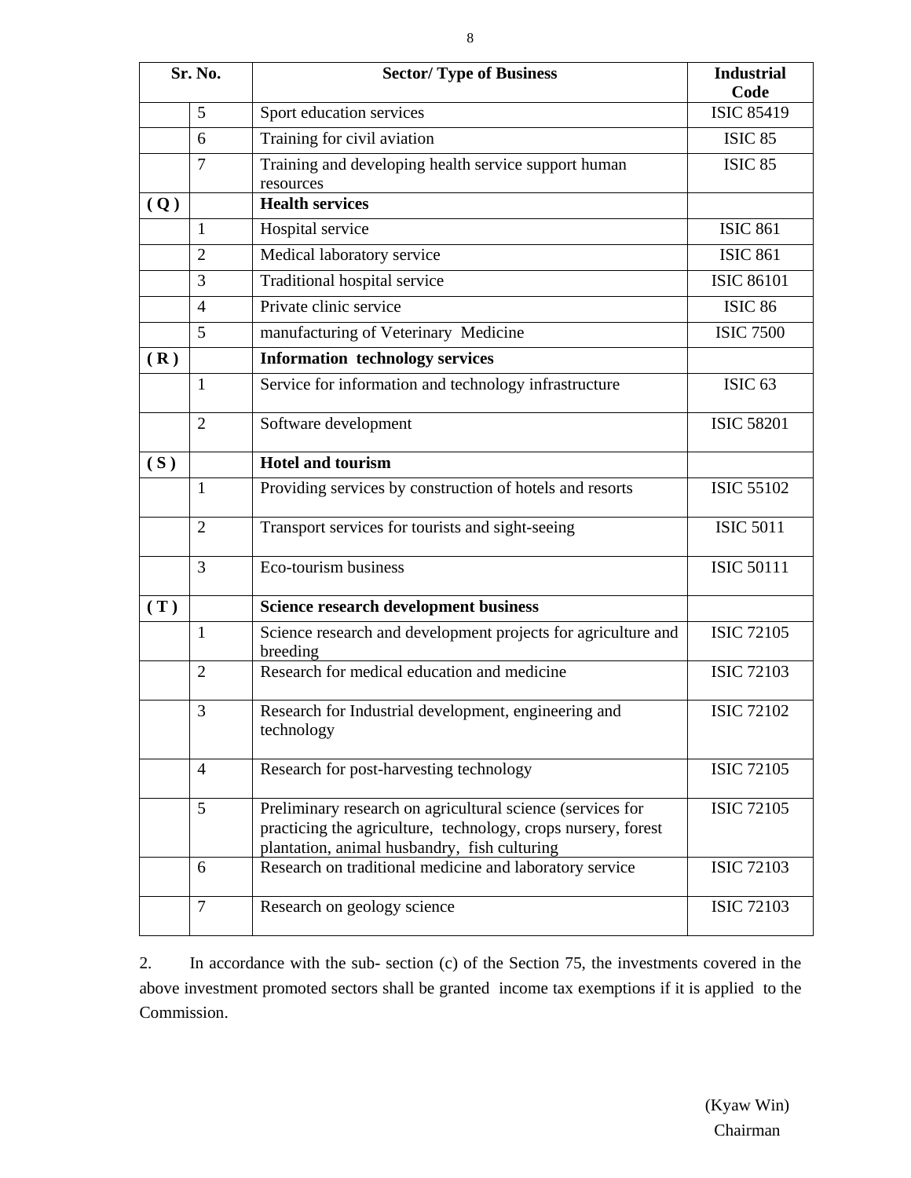| Sr. No. | | Sector/ Type of Business | Industrial Code |
|---|---|---|---|
| | 5 | Sport education services | ISIC 85419 |
| | 6 | Training for civil aviation | ISIC 85 |
| | 7 | Training and developing health service support human resources | ISIC 85 |
| **( Q )** | | **Health services** | |
| | 1 | Hospital service | ISIC 861 |
| | 2 | Medical laboratory service | ISIC 861 |
| | 3 | Traditional hospital service | ISIC 86101 |
| | 4 | Private clinic service | ISIC 86 |
| | 5 | manufacturing of Veterinary Medicine | ISIC 7500 |
| **( R )** | | **Information technology services** | |
| | 1 | Service for information and technology infrastructure | ISIC 63 |
| | 2 | Software development | ISIC 58201 |
| **( S )** | | **Hotel and tourism** | |
| | 1 | Providing services by construction of hotels and resorts | ISIC 55102 |
| | 2 | Transport services for tourists and sight-seeing | ISIC 5011 |
| | 3 | Eco-tourism business | ISIC 50111 |
| **( T )** | | **Science research development business** | |
| | 1 | Science research and development projects for agriculture and breeding | ISIC 72105 |
| | 2 | Research for medical education and medicine | ISIC 72103 |
| | 3 | Research for Industrial development, engineering and technology | ISIC 72102 |
| | 4 | Research for post-harvesting technology | ISIC 72105 |
| | 5 | Preliminary research on agricultural science (services for practicing the agriculture, technology, crops nursery, forest plantation, animal husbandry, fish culturing | ISIC 72105 |
| | 6 | Research on traditional medicine and laboratory service | ISIC 72103 |
| | 7 | Research on geology science | ISIC 72103 |

2. In accordance with the sub- section (c) of the Section 75, the investments covered in the above investment promoted sectors shall be granted income tax exemptions if it is applied to the Commission.

(Kyaw Win)
Chairman